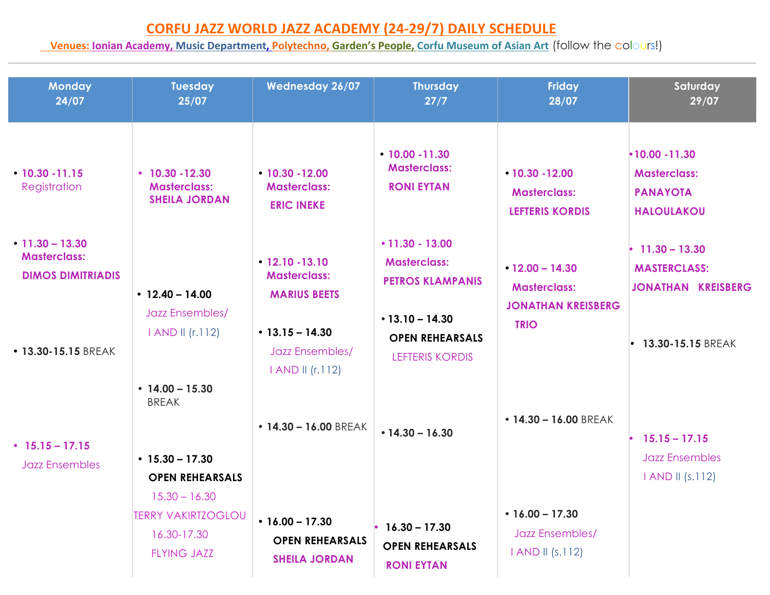# CORFU JAZZ WORLD JAZZ ACADEMY (24-29/7) DAILY SCHEDULE

**Venues: Ionian Academy, Music Department, Polytechno, Garden's People, Corfu Museum of Asian Art** (follow the colours!)

| Monday 24/07 | Tuesday 25/07 | Wednesday 26/07 | Thursday 27/7 | Friday 28/07 | Saturday 29/07 |
|---|---|---|---|---|---|
| • **10.30 -11.15** Registration | • **10.30 -12.30 Masterclass: SHEILA JORDAN** | • **10.30 -12.00 Masterclass: ERIC INEKE** | • **10.00 -11.30 Masterclass: RONI EYTAN** | • **10.30 -12.00 Masterclass: LEFTERIS KORDIS** | • **10.00 -11.30 Masterclass: PANAYOTA HALOULAKOU** |
| • **11.30 – 13.30 Masterclass: DIMOS DIMITRIADIS** | • **12.40 – 14.00** Jazz Ensembles/ I AND II (r.112) | • **12.10 -13.10 Masterclass: MARIUS BEETS** | • **11.30 - 13.00 Masterclass: PETROS KLAMPANIS** | • **12.00 – 14.30 Masterclass: JONATHAN KREISBERG TRIO** | • **11.30 – 13.30 MASTERCLASS: JONATHAN KREISBERG** |
| • **13.30-15.15** BREAK | • **14.00 – 15.30** BREAK | • **13.15 – 14.30** Jazz Ensembles/ I AND II (r.112) | • **13.10 – 14.30 OPEN REHEARSALS** LEFTERIS KORDIS | • **14.30 – 16.00** BREAK | • **13.30-15.15** BREAK |
| • **15.15 – 17.15** Jazz Ensembles | • **15.30 – 17.30 OPEN REHEARSALS** 15.30 – 16.30 TERRY VAKIRTZOGLOU 16.30-17.30 FLYING JAZZ | • **14.30 – 16.00** BREAK | • **14.30 – 16.30** | • **16.00 – 17.30** Jazz Ensembles/ I AND II (s.112) | • **15.15 – 17.15** Jazz Ensembles I AND II (s.112) |
| | | • **16.00 – 17.30 OPEN REHEARSALS SHEILA JORDAN** | • **16.30 – 17.30 OPEN REHEARSALS RONI EYTAN** | | |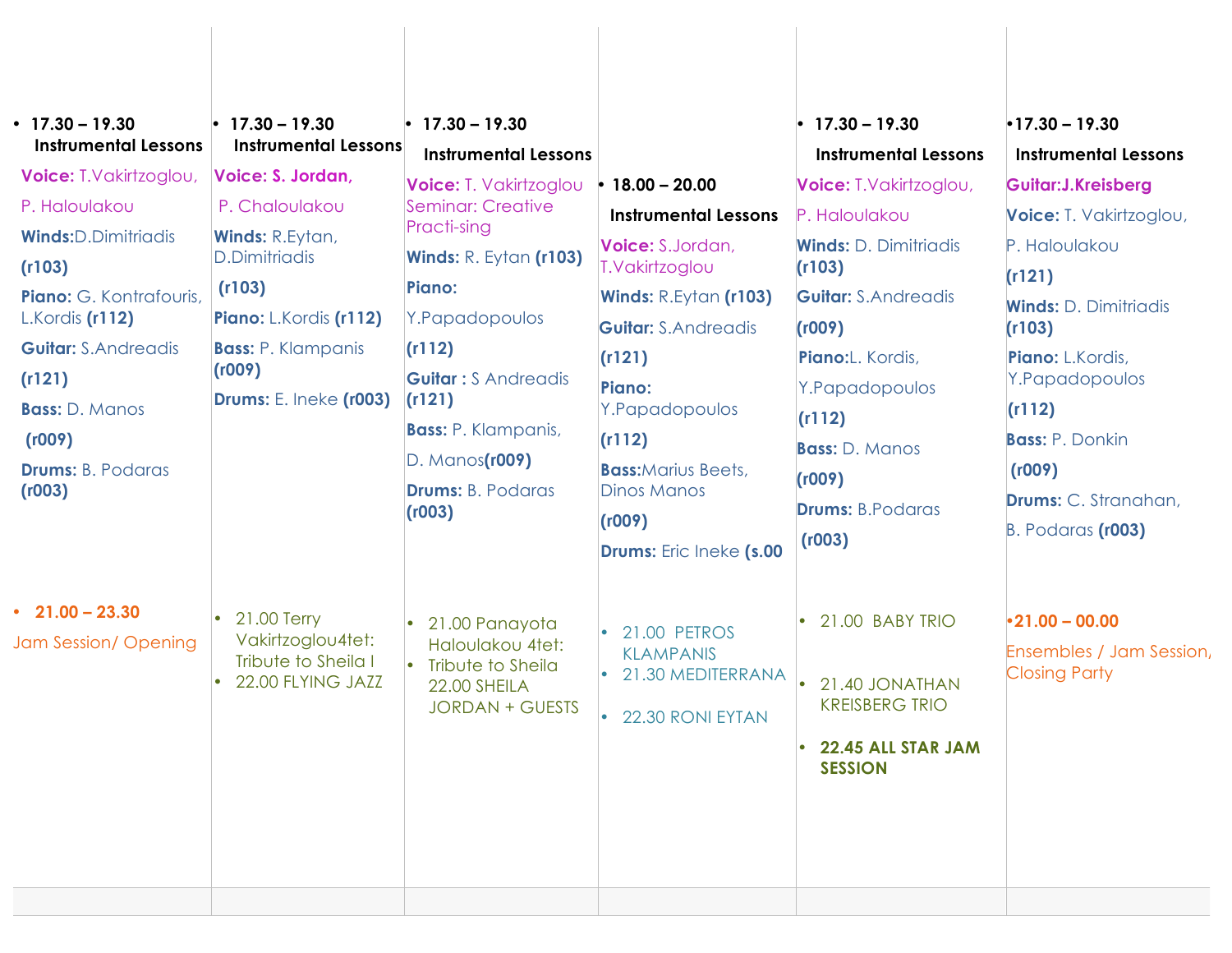| | | | | | |
|---|---|---|---|---|---|
| • **17.30 – 19.30** **Instrumental Lessons**<br><br>**Voice:** T.Vakirtzoglou, P. Haloulakou<br><br>**Winds:** D.Dimitriadis **(r103)**<br><br>**Piano:** G. Kontrafouris, L.Kordis **(r112)**<br><br>**Guitar:** S.Andreadis **(r121)**<br><br>**Bass:** D. Manos **(r009)**<br><br>**Drums:** B. Podaras **(r003)** | • **17.30 – 19.30** **Instrumental Lessons**<br><br>**Voice: S. Jordan,** P. Chaloulakou<br><br>**Winds:** R.Eytan, D.Dimitriadis **(r103)**<br><br>**Piano:** L.Kordis **(r112)**<br><br>**Bass:** P. Klampanis **(r009)**<br><br>**Drums:** E. Ineke **(r003)** | • **17.30 – 19.30** **Instrumental Lessons**<br><br>**Voice:** T. Vakirtzoglou Seminar: Creative Practi-sing<br><br>**Winds:** R. Eytan **(r103)**<br><br>**Piano:** Y.Papadopoulos **(r112)**<br><br>**Guitar :** S Andreadis **(r121)**<br><br>**Bass:** P. Klampanis, D. Manos**(r009)**<br><br>**Drums:** B. Podaras **(r003)** | • **18.00 – 20.00** **Instrumental Lessons**<br><br>**Voice:** S.Jordan, T.Vakirtzoglou<br><br>**Winds:** R.Eytan **(r103)**<br><br>**Guitar:** S.Andreadis **(r121)**<br><br>**Piano:** Y.Papadopoulos **(r112)**<br><br>**Bass:**Marius Beets, Dinos Manos **(r009)**<br><br>**Drums:** Eric Ineke **(s.00** | • **17.30 – 19.30** **Instrumental Lessons**<br><br>**Voice:** T.Vakirtzoglou, P. Haloulakou<br><br>**Winds:** D. Dimitriadis **(r103)**<br><br>**Guitar:** S.Andreadis **(r009)**<br><br>**Piano:**L. Kordis, Y.Papadopoulos **(r112)**<br><br>**Bass:** D. Manos **(r009)**<br><br>**Drums:** B.Podaras **(r003)** | •**17.30 – 19.30** **Instrumental Lessons**<br><br>**Guitar:J.Kreisberg**<br><br>**Voice:** T. Vakirtzoglou, P. Haloulakou **(r121)**<br><br>**Winds:** D. Dimitriadis **(r103)**<br><br>**Piano:** L.Kordis, Y.Papadopoulos **(r112)**<br><br>**Bass:** P. Donkin **(r009)**<br><br>**Drums:** C. Stranahan, B. Podaras **(r003)** |
| • **21.00 – 23.30**<br>Jam Session/ Opening | • 21.00 Terry Vakirtzoglou4tet: Tribute to Sheila I<br>• 22.00 FLYING JAZZ | • 21.00 Panayota Haloulakou 4tet:<br>• Tribute to Sheila 22.00 SHEILA JORDAN + GUESTS | • 21.00 PETROS KLAMPANIS<br>• 21.30 MEDITERRANA<br>• 22.30 RONI EYTAN | • 21.00 BABY TRIO<br>• 21.40 JONATHAN KREISBERG TRIO<br>• **22.45 ALL STAR JAM SESSION** | •**21.00 – 00.00**<br>Ensembles / Jam Session, Closing Party |